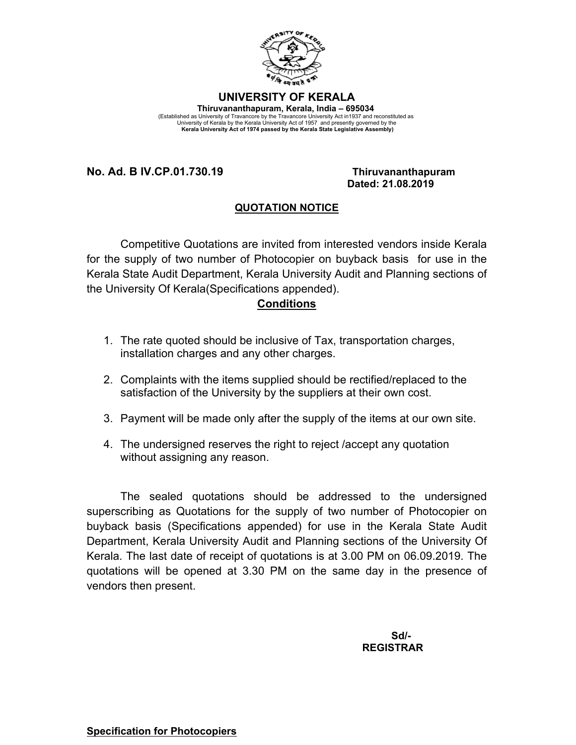# UNIVERSITY OF KERALA

**Thiruvananthapuram, Kerala, India – 695034**

(Established as University of Travancore by the Travancore University Act in1937 and reconstituted as University of Kerala by the Kerala University Act of 1957 and presently governed by the **Kerala University Act of 1974 passed by the Kerala State Legislative Assembly)**

**No. Ad. B IV.CP.01.730.19** **Thiruvananthapuram**
**Dated: 21.08.2019**

## QUOTATION NOTICE

Competitive Quotations are invited from interested vendors inside Kerala for the supply of two number of Photocopier on buyback basis for use in the Kerala State Audit Department, Kerala University Audit and Planning sections of the University Of Kerala(Specifications appended).

### Conditions

1. The rate quoted should be inclusive of Tax, transportation charges, installation charges and any other charges.
2. Complaints with the items supplied should be rectified/replaced to the satisfaction of the University by the suppliers at their own cost.
3. Payment will be made only after the supply of the items at our own site.
4. The undersigned reserves the right to reject /accept any quotation without assigning any reason.

The sealed quotations should be addressed to the undersigned superscribing as Quotations for the supply of two number of Photocopier on buyback basis (Specifications appended) for use in the Kerala State Audit Department, Kerala University Audit and Planning sections of the University Of Kerala. The last date of receipt of quotations is at 3.00 PM on 06.09.2019. The quotations will be opened at 3.30 PM on the same day in the presence of vendors then present.

**Sd/-**
**REGISTRAR**

**Specification for Photocopiers**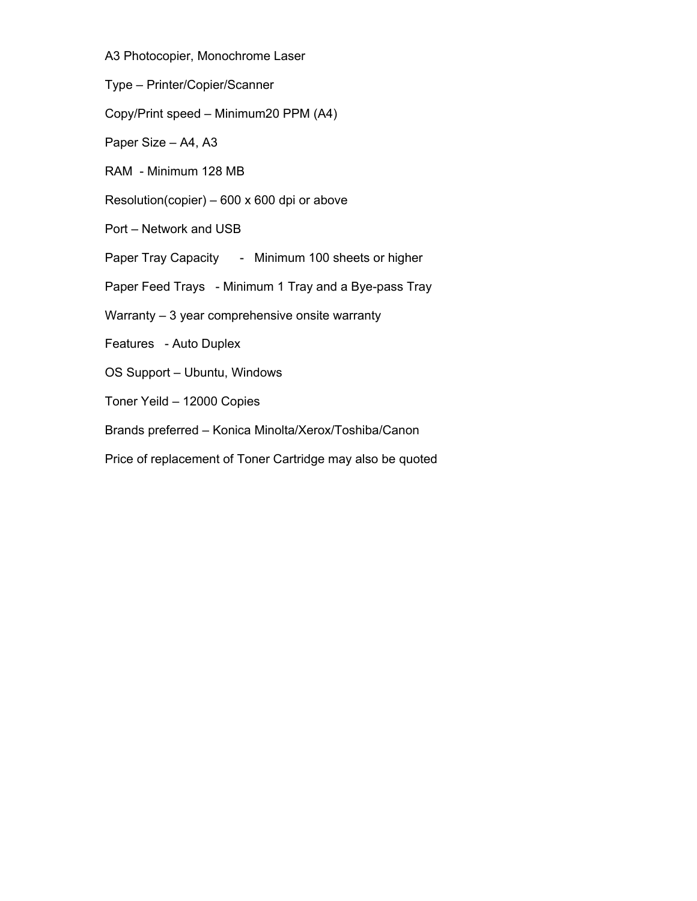A3 Photocopier, Monochrome Laser

Type – Printer/Copier/Scanner

Copy/Print speed – Minimum20 PPM (A4)

Paper Size – A4, A3

RAM - Minimum 128 MB

Resolution(copier) – 600 x 600 dpi or above

Port – Network and USB

Paper Tray Capacity - Minimum 100 sheets or higher

Paper Feed Trays - Minimum 1 Tray and a Bye-pass Tray

Warranty – 3 year comprehensive onsite warranty

Features - Auto Duplex

OS Support – Ubuntu, Windows

Toner Yeild – 12000 Copies

Brands preferred – Konica Minolta/Xerox/Toshiba/Canon

Price of replacement of Toner Cartridge may also be quoted